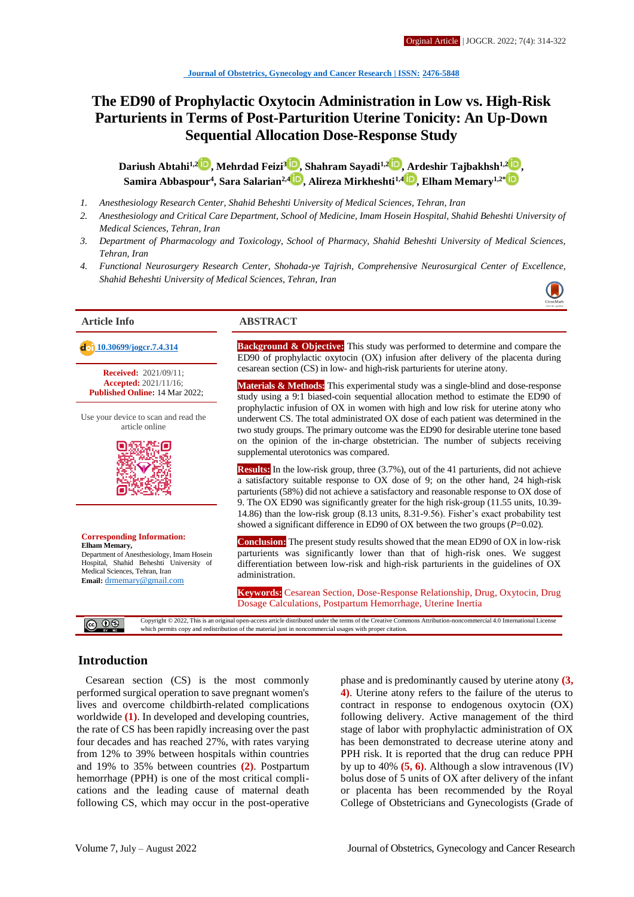Orginal Article | JOGCR. 2022; 7(4): 314-322

Journal of Obstetrics, Gynecology and Cancer Research | ISSN: 2476-5848

# The ED90 of Prophylactic Oxytocin Administration in Low vs. High-Risk Parturients in Terms of Post-Parturition Uterine Tonicity: An Up-Down Sequential Allocation Dose-Response Study

**Dariush Abtahi[1,2], Mehrdad Feizi[3], Shahram Sayadi[1,2], Ardeshir Tajbakhsh[1,2], Samira Abbaspour[4], Sara Salarian[2,4], Alireza Mirkheshti[1,4], Elham Memary[1,2*]**

1. *Anesthesiology Research Center, Shahid Beheshti University of Medical Sciences, Tehran, Iran*
2. *Anesthesiology and Critical Care Department, School of Medicine, Imam Hosein Hospital, Shahid Beheshti University of Medical Sciences, Tehran, Iran*
3. *Department of Pharmacology and Toxicology, School of Pharmacy, Shahid Beheshti University of Medical Sciences, Tehran, Iran*
4. *Functional Neurosurgery Research Center, Shohada-ye Tajrish, Comprehensive Neurosurgical Center of Excellence, Shahid Beheshti University of Medical Sciences, Tehran, Iran*

## Article Info

10.30699/jogcr.7.4.314

**Received:** 2021/09/11;
**Accepted:** 2021/11/16;
**Published Online:** 14 Mar 2022;

Use your device to scan and read the article online

**Corresponding Information:**
**Elham Memary,**
Department of Anesthesiology, Imam Hosein Hospital, Shahid Beheshti University of Medical Sciences, Tehran, Iran
**Email:** drmemary@gmail.com

## ABSTRACT

**Background & Objective:** This study was performed to determine and compare the ED90 of prophylactic oxytocin (OX) infusion after delivery of the placenta during cesarean section (CS) in low- and high-risk parturients for uterine atony.

**Materials & Methods:** This experimental study was a single-blind and dose-response study using a 9:1 biased-coin sequential allocation method to estimate the ED90 of prophylactic infusion of OX in women with high and low risk for uterine atony who underwent CS. The total administrated OX dose of each patient was determined in the two study groups. The primary outcome was the ED90 for desirable uterine tone based on the opinion of the in-charge obstetrician. The number of subjects receiving supplemental uterotonics was compared.

**Results:** In the low-risk group, three (3.7%), out of the 41 parturients, did not achieve a satisfactory suitable response to OX dose of 9; on the other hand, 24 high-risk parturients (58%) did not achieve a satisfactory and reasonable response to OX dose of 9. The OX ED90 was significantly greater for the high risk-group (11.55 units, 10.39-14.86) than the low-risk group (8.13 units, 8.31-9.56). Fisher's exact probability test showed a significant difference in ED90 of OX between the two groups ($P$=0.02).

**Conclusion:** The present study results showed that the mean ED90 of OX in low-risk parturients was significantly lower than that of high-risk ones. We suggest differentiation between low-risk and high-risk parturients in the guidelines of OX administration.

**Keywords:** Cesarean Section, Dose-Response Relationship, Drug, Oxytocin, Drug Dosage Calculations, Postpartum Hemorrhage, Uterine Inertia

Copyright © 2022, This is an original open-access article distributed under the terms of the Creative Commons Attribution-noncommercial 4.0 International License which permits copy and redistribution of the material just in noncommercial usages with proper citation.

## Introduction

Cesarean section (CS) is the most commonly performed surgical operation to save pregnant women's lives and overcome childbirth-related complications worldwide **(1)**. In developed and developing countries, the rate of CS has been rapidly increasing over the past four decades and has reached 27%, with rates varying from 12% to 39% between hospitals within countries and 19% to 35% between countries **(2)**. Postpartum hemorrhage (PPH) is one of the most critical complications and the leading cause of maternal death following CS, which may occur in the post-operative phase and is predominantly caused by uterine atony **(3, 4)**. Uterine atony refers to the failure of the uterus to contract in response to endogenous oxytocin (OX) following delivery. Active management of the third stage of labor with prophylactic administration of OX has been demonstrated to decrease uterine atony and PPH risk. It is reported that the drug can reduce PPH by up to 40% **(5, 6)**. Although a slow intravenous (IV) bolus dose of 5 units of OX after delivery of the infant or placenta has been recommended by the Royal College of Obstetricians and Gynecologists (Grade of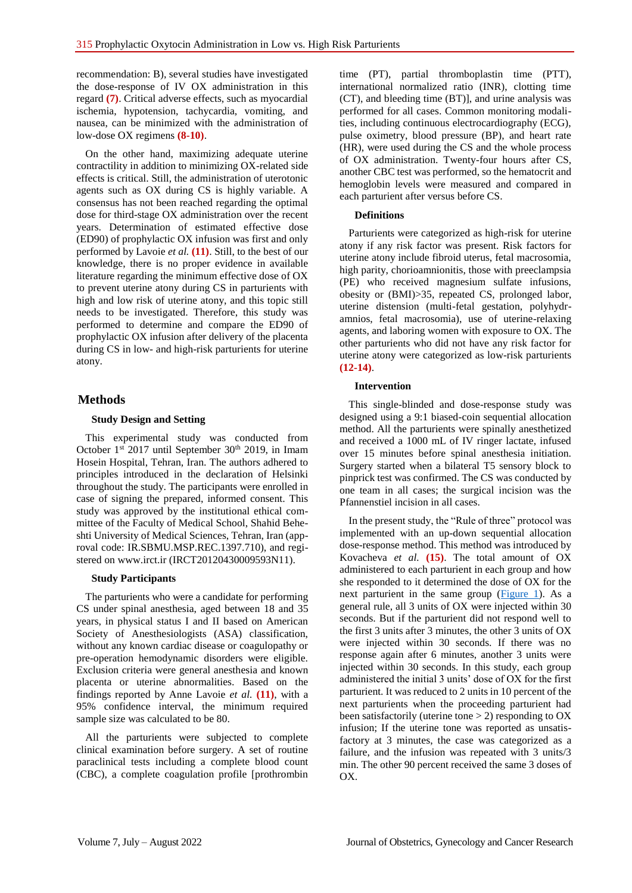recommendation: B), several studies have investigated the dose-response of IV OX administration in this regard **(7)**. Critical adverse effects, such as myocardial ischemia, hypotension, tachycardia, vomiting, and nausea, can be minimized with the administration of low-dose OX regimens **(8-10)**.

On the other hand, maximizing adequate uterine contractility in addition to minimizing OX-related side effects is critical. Still, the administration of uterotonic agents such as OX during CS is highly variable. A consensus has not been reached regarding the optimal dose for third-stage OX administration over the recent years. Determination of estimated effective dose (ED90) of prophylactic OX infusion was first and only performed by Lavoie *et al.* **(11)**. Still, to the best of our knowledge, there is no proper evidence in available literature regarding the minimum effective dose of OX to prevent uterine atony during CS in parturients with high and low risk of uterine atony, and this topic still needs to be investigated. Therefore, this study was performed to determine and compare the ED90 of prophylactic OX infusion after delivery of the placenta during CS in low- and high-risk parturients for uterine atony.

## Methods

### Study Design and Setting

This experimental study was conducted from October 1st 2017 until September 30th 2019, in Imam Hosein Hospital, Tehran, Iran. The authors adhered to principles introduced in the declaration of Helsinki throughout the study. The participants were enrolled in case of signing the prepared, informed consent. This study was approved by the institutional ethical committee of the Faculty of Medical School, Shahid Beheshti University of Medical Sciences, Tehran, Iran (approval code: IR.SBMU.MSP.REC.1397.710), and registered on www.irct.ir (IRCT20120430009593N11).

### Study Participants

The parturients who were a candidate for performing CS under spinal anesthesia, aged between 18 and 35 years, in physical status I and II based on American Society of Anesthesiologists (ASA) classification, without any known cardiac disease or coagulopathy or pre-operation hemodynamic disorders were eligible. Exclusion criteria were general anesthesia and known placenta or uterine abnormalities. Based on the findings reported by Anne Lavoie *et al.* **(11)**, with a 95% confidence interval, the minimum required sample size was calculated to be 80.

All the parturients were subjected to complete clinical examination before surgery. A set of routine paraclinical tests including a complete blood count (CBC), a complete coagulation profile [prothrombin time (PT), partial thromboplastin time (PTT), international normalized ratio (INR), clotting time (CT), and bleeding time (BT)], and urine analysis was performed for all cases. Common monitoring modalities, including continuous electrocardiography (ECG), pulse oximetry, blood pressure (BP), and heart rate (HR), were used during the CS and the whole process of OX administration. Twenty-four hours after CS, another CBC test was performed, so the hematocrit and hemoglobin levels were measured and compared in each parturient after versus before CS.

### Definitions

Parturients were categorized as high-risk for uterine atony if any risk factor was present. Risk factors for uterine atony include fibroid uterus, fetal macrosomia, high parity, chorioamnionitis, those with preeclampsia (PE) who received magnesium sulfate infusions, obesity or (BMI)>35, repeated CS, prolonged labor, uterine distension (multi-fetal gestation, polyhydramnios, fetal macrosomia), use of uterine-relaxing agents, and laboring women with exposure to OX. The other parturients who did not have any risk factor for uterine atony were categorized as low-risk parturients **(12-14)**.

### Intervention

This single-blinded and dose-response study was designed using a 9:1 biased-coin sequential allocation method. All the parturients were spinally anesthetized and received a 1000 mL of IV ringer lactate, infused over 15 minutes before spinal anesthesia initiation. Surgery started when a bilateral T5 sensory block to pinprick test was confirmed. The CS was conducted by one team in all cases; the surgical incision was the Pfannenstiel incision in all cases.

In the present study, the "Rule of three" protocol was implemented with an up-down sequential allocation dose-response method. This method was introduced by Kovacheva *et al.* **(15)**. The total amount of OX administered to each parturient in each group and how she responded to it determined the dose of OX for the next parturient in the same group (Figure 1). As a general rule, all 3 units of OX were injected within 30 seconds. But if the parturient did not respond well to the first 3 units after 3 minutes, the other 3 units of OX were injected within 30 seconds. If there was no response again after 6 minutes, another 3 units were injected within 30 seconds. In this study, each group administered the initial 3 units' dose of OX for the first parturient. It was reduced to 2 units in 10 percent of the next parturients when the proceeding parturient had been satisfactorily (uterine tone > 2) responding to OX infusion; If the uterine tone was reported as unsatisfactory at 3 minutes, the case was categorized as a failure, and the infusion was repeated with 3 units/3 min. The other 90 percent received the same 3 doses of OX.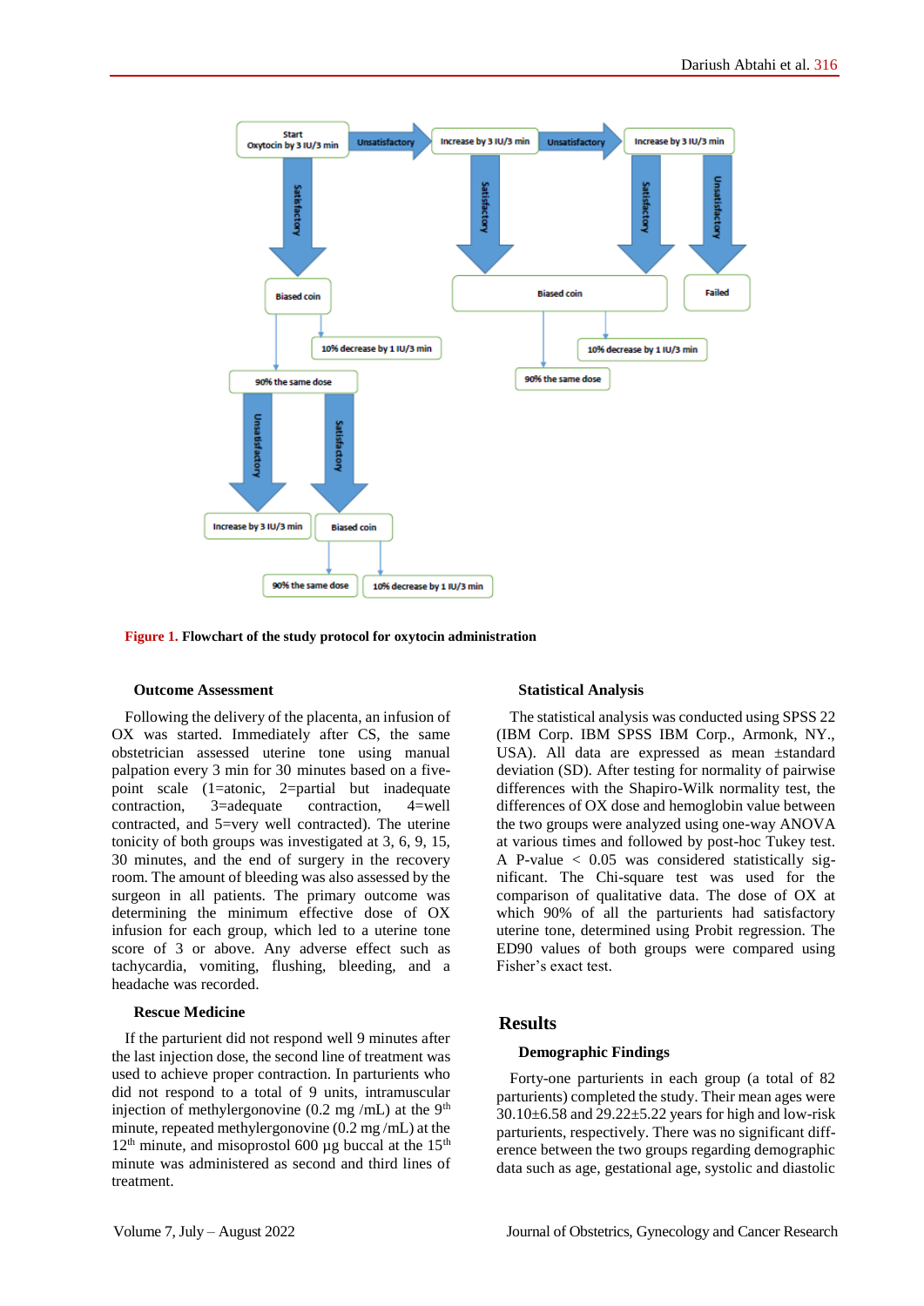Figure 1. Flowchart of the study protocol for oxytocin administration

### Outcome Assessment

Following the delivery of the placenta, an infusion of OX was started. Immediately after CS, the same obstetrician assessed uterine tone using manual palpation every 3 min for 30 minutes based on a five-point scale (1=atonic, 2=partial but inadequate contraction, 3=adequate contraction, 4=well contracted, and 5=very well contracted). The uterine tonicity of both groups was investigated at 3, 6, 9, 15, 30 minutes, and the end of surgery in the recovery room. The amount of bleeding was also assessed by the surgeon in all patients. The primary outcome was determining the minimum effective dose of OX infusion for each group, which led to a uterine tone score of 3 or above. Any adverse effect such as tachycardia, vomiting, flushing, bleeding, and a headache was recorded.

### Rescue Medicine

If the parturient did not respond well 9 minutes after the last injection dose, the second line of treatment was used to achieve proper contraction. In parturients who did not respond to a total of 9 units, intramuscular injection of methylergonovine (0.2 mg /mL) at the 9$^{th}$ minute, repeated methylergonovine (0.2 mg /mL) at the 12$^{th}$ minute, and misoprostol 600 µg buccal at the 15$^{th}$ minute was administered as second and third lines of treatment.

### Statistical Analysis

The statistical analysis was conducted using SPSS 22 (IBM Corp. IBM SPSS IBM Corp., Armonk, NY., USA). All data are expressed as mean ±standard deviation (SD). After testing for normality of pairwise differences with the Shapiro-Wilk normality test, the differences of OX dose and hemoglobin value between the two groups were analyzed using one-way ANOVA at various times and followed by post-hoc Tukey test. A P-value < 0.05 was considered statistically significant. The Chi-square test was used for the comparison of qualitative data. The dose of OX at which 90% of all the parturients had satisfactory uterine tone, determined using Probit regression. The ED90 values of both groups were compared using Fisher's exact test.

## Results

### Demographic Findings

Forty-one parturients in each group (a total of 82 parturients) completed the study. Their mean ages were 30.10±6.58 and 29.22±5.22 years for high and low-risk parturients, respectively. There was no significant difference between the two groups regarding demographic data such as age, gestational age, systolic and diastolic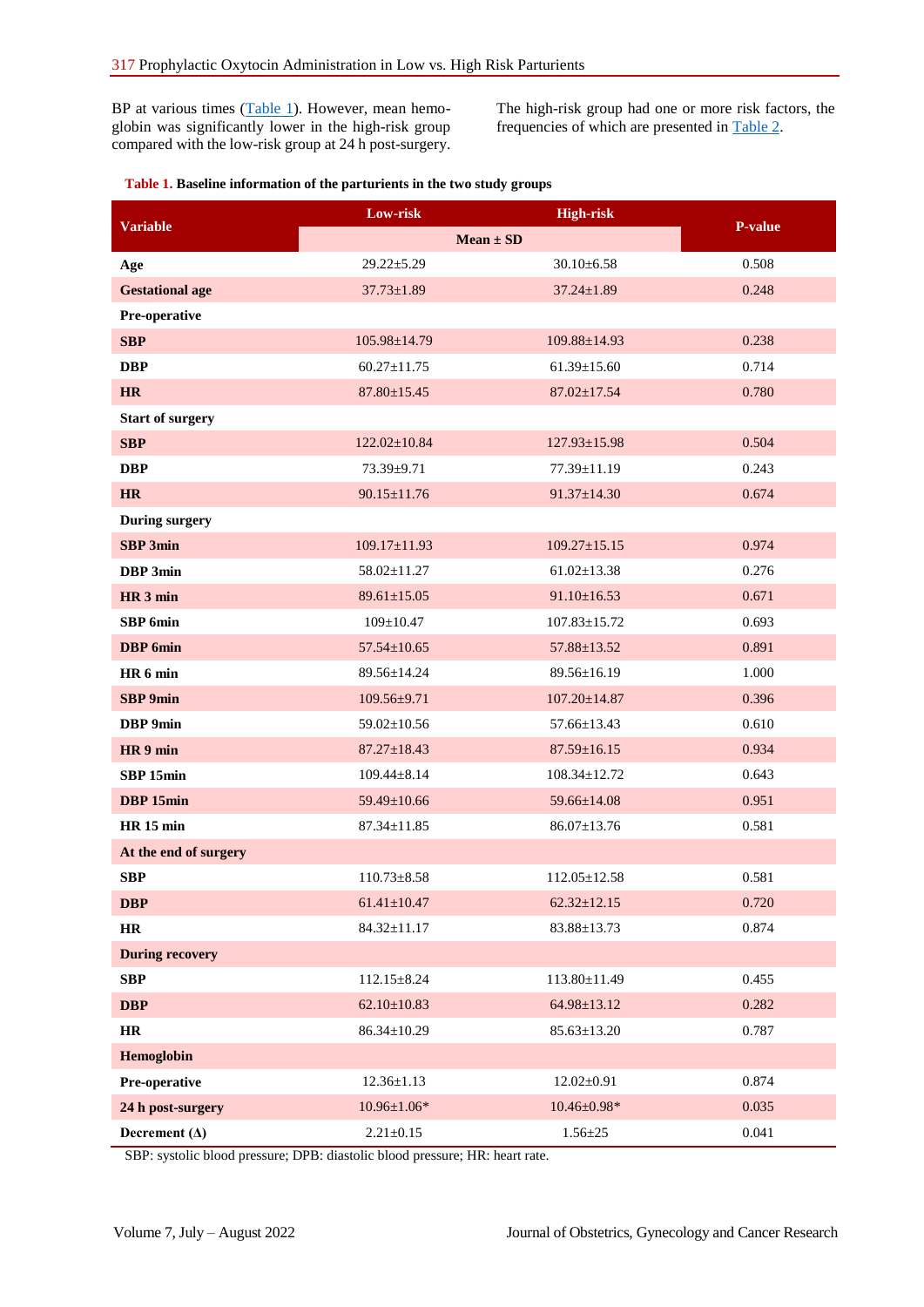BP at various times (Table 1). However, mean hemoglobin was significantly lower in the high-risk group compared with the low-risk group at 24 h post-surgery.

The high-risk group had one or more risk factors, the frequencies of which are presented in Table 2.

**Table 1.** Baseline information of the parturients in the two study groups

| Variable | Low-risk | High-risk | P-value |
|---|---|---|---|
| | Mean ± SD | | |
| **Age** | 29.22±5.29 | 30.10±6.58 | 0.508 |
| **Gestational age** | 37.73±1.89 | 37.24±1.89 | 0.248 |
| **Pre-operative** | | | |
| **SBP** | 105.98±14.79 | 109.88±14.93 | 0.238 |
| **DBP** | 60.27±11.75 | 61.39±15.60 | 0.714 |
| **HR** | 87.80±15.45 | 87.02±17.54 | 0.780 |
| **Start of surgery** | | | |
| **SBP** | 122.02±10.84 | 127.93±15.98 | 0.504 |
| **DBP** | 73.39±9.71 | 77.39±11.19 | 0.243 |
| **HR** | 90.15±11.76 | 91.37±14.30 | 0.674 |
| **During surgery** | | | |
| **SBP 3min** | 109.17±11.93 | 109.27±15.15 | 0.974 |
| **DBP 3min** | 58.02±11.27 | 61.02±13.38 | 0.276 |
| **HR 3 min** | 89.61±15.05 | 91.10±16.53 | 0.671 |
| **SBP 6min** | 109±10.47 | 107.83±15.72 | 0.693 |
| **DBP 6min** | 57.54±10.65 | 57.88±13.52 | 0.891 |
| **HR 6 min** | 89.56±14.24 | 89.56±16.19 | 1.000 |
| **SBP 9min** | 109.56±9.71 | 107.20±14.87 | 0.396 |
| **DBP 9min** | 59.02±10.56 | 57.66±13.43 | 0.610 |
| **HR 9 min** | 87.27±18.43 | 87.59±16.15 | 0.934 |
| **SBP 15min** | 109.44±8.14 | 108.34±12.72 | 0.643 |
| **DBP 15min** | 59.49±10.66 | 59.66±14.08 | 0.951 |
| **HR 15 min** | 87.34±11.85 | 86.07±13.76 | 0.581 |
| **At the end of surgery** | | | |
| **SBP** | 110.73±8.58 | 112.05±12.58 | 0.581 |
| **DBP** | 61.41±10.47 | 62.32±12.15 | 0.720 |
| **HR** | 84.32±11.17 | 83.88±13.73 | 0.874 |
| **During recovery** | | | |
| **SBP** | 112.15±8.24 | 113.80±11.49 | 0.455 |
| **DBP** | 62.10±10.83 | 64.98±13.12 | 0.282 |
| **HR** | 86.34±10.29 | 85.63±13.20 | 0.787 |
| **Hemoglobin** | | | |
| **Pre-operative** | 12.36±1.13 | 12.02±0.91 | 0.874 |
| **24 h post-surgery** | 10.96±1.06* | 10.46±0.98* | 0.035 |
| **Decrement (Δ)** | 2.21±0.15 | 1.56±25 | 0.041 |

SBP: systolic blood pressure; DPB: diastolic blood pressure; HR: heart rate.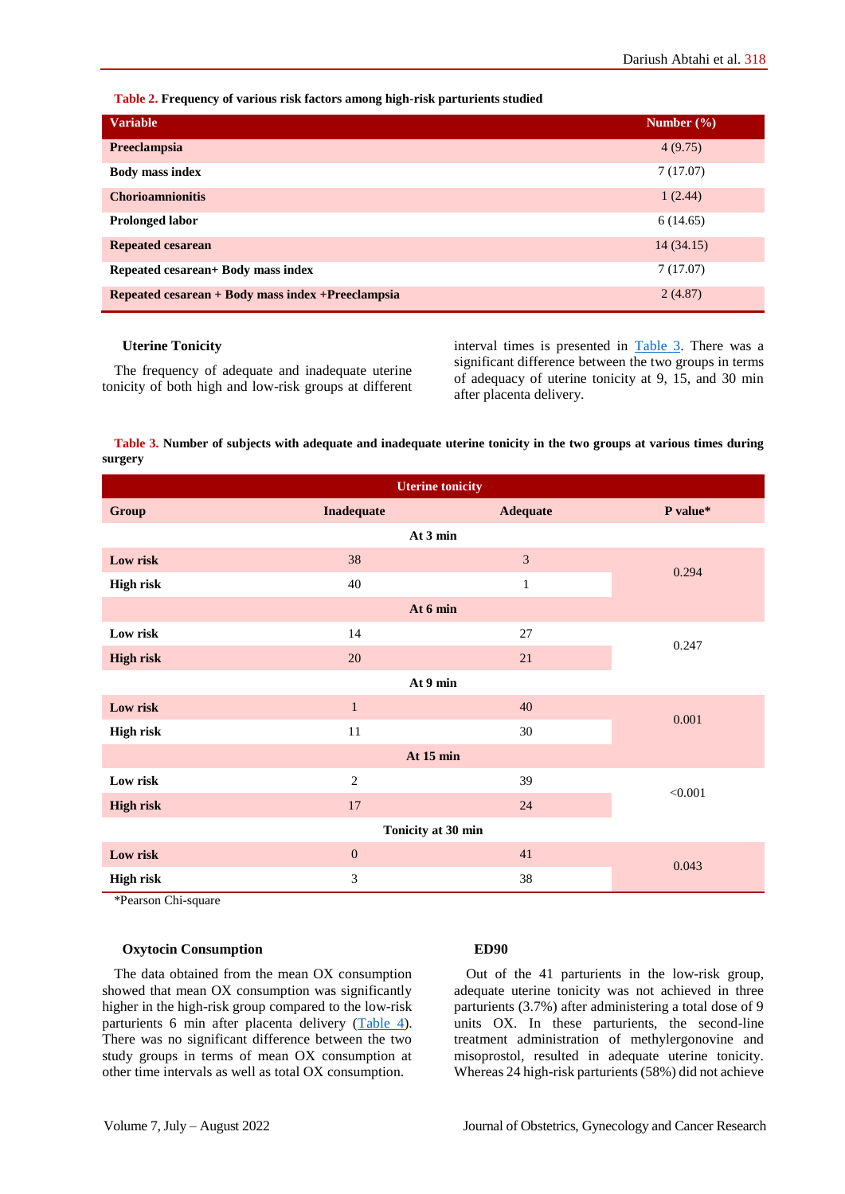**Table 2.** **Frequency of various risk factors among high-risk parturients studied**

| Variable | Number (%) |
|---|---|
| **Preeclampsia** | 4 (9.75) |
| **Body mass index** | 7 (17.07) |
| **Chorioamnionitis** | 1 (2.44) |
| **Prolonged labor** | 6 (14.65) |
| **Repeated cesarean** | 14 (34.15) |
| **Repeated cesarean+ Body mass index** | 7 (17.07) |
| **Repeated cesarean + Body mass index +Preeclampsia** | 2 (4.87) |

### Uterine Tonicity

The frequency of adequate and inadequate uterine tonicity of both high and low-risk groups at different interval times is presented in Table 3. There was a significant difference between the two groups in terms of adequacy of uterine tonicity at 9, 15, and 30 min after placenta delivery.

**Table 3.** **Number of subjects with adequate and inadequate uterine tonicity in the two groups at various times during surgery**

| | Uterine tonicity | | |
|---|---|---|---|
| **Group** | **Inadequate** | **Adequate** | **P value*** |
| **At 3 min** | | | |
| **Low risk** | 38 | 3 | 0.294 |
| **High risk** | 40 | 1 | |
| **At 6 min** | | | |
| **Low risk** | 14 | 27 | 0.247 |
| **High risk** | 20 | 21 | |
| **At 9 min** | | | |
| **Low risk** | 1 | 40 | 0.001 |
| **High risk** | 11 | 30 | |
| **At 15 min** | | | |
| **Low risk** | 2 | 39 | <0.001 |
| **High risk** | 17 | 24 | |
| **Tonicity at 30 min** | | | |
| **Low risk** | 0 | 41 | 0.043 |
| **High risk** | 3 | 38 | |

*Pearson Chi-square

### Oxytocin Consumption

The data obtained from the mean OX consumption showed that mean OX consumption was significantly higher in the high-risk group compared to the low-risk parturients 6 min after placenta delivery (Table 4). There was no significant difference between the two study groups in terms of mean OX consumption at other time intervals as well as total OX consumption.

### ED90

Out of the 41 parturients in the low-risk group, adequate uterine tonicity was not achieved in three parturients (3.7%) after administering a total dose of 9 units OX. In these parturients, the second-line treatment administration of methylergonovine and misoprostol, resulted in adequate uterine tonicity. Whereas 24 high-risk parturients (58%) did not achieve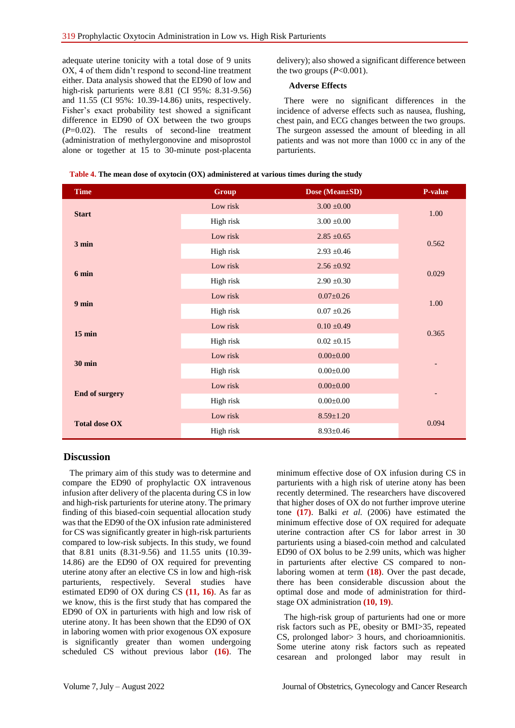adequate uterine tonicity with a total dose of 9 units OX, 4 of them didn't respond to second-line treatment either. Data analysis showed that the ED90 of low and high-risk parturients were 8.81 (CI 95%: 8.31-9.56) and 11.55 (CI 95%: 10.39-14.86) units, respectively. Fisher's exact probability test showed a significant difference in ED90 of OX between the two groups (*P*=0.02). The results of second-line treatment (administration of methylergonovine and misoprostol alone or together at 15 to 30-minute post-placenta delivery); also showed a significant difference between the two groups (*P*<0.001).

### Adverse Effects

There were no significant differences in the incidence of adverse effects such as nausea, flushing, chest pain, and ECG changes between the two groups. The surgeon assessed the amount of bleeding in all patients and was not more than 1000 cc in any of the parturients.

**Table 4. The mean dose of oxytocin (OX) administered at various times during the study**

| Time | Group | Dose (Mean±SD) | P-value |
|---|---|---|---|
| **Start** | Low risk | 3.00 ±0.00 | 1.00 |
| | High risk | 3.00 ±0.00 | |
| **3 min** | Low risk | 2.85 ±0.65 | 0.562 |
| | High risk | 2.93 ±0.46 | |
| **6 min** | Low risk | 2.56 ±0.92 | 0.029 |
| | High risk | 2.90 ±0.30 | |
| **9 min** | Low risk | 0.07±0.26 | 1.00 |
| | High risk | 0.07 ±0.26 | |
| **15 min** | Low risk | 0.10 ±0.49 | 0.365 |
| | High risk | 0.02 ±0.15 | |
| **30 min** | Low risk | 0.00±0.00 | - |
| | High risk | 0.00±0.00 | |
| **End of surgery** | Low risk | 0.00±0.00 | - |
| | High risk | 0.00±0.00 | |
| **Total dose OX** | Low risk | 8.59±1.20 | 0.094 |
| | High risk | 8.93±0.46 | |

## Discussion

The primary aim of this study was to determine and compare the ED90 of prophylactic OX intravenous infusion after delivery of the placenta during CS in low and high-risk parturients for uterine atony. The primary finding of this biased-coin sequential allocation study was that the ED90 of the OX infusion rate administered for CS was significantly greater in high-risk parturients compared to low-risk subjects. In this study, we found that 8.81 units (8.31-9.56) and 11.55 units (10.39-14.86) are the ED90 of OX required for preventing uterine atony after an elective CS in low and high-risk parturients, respectively. Several studies have estimated ED90 of OX during CS **(11, 16)**. As far as we know, this is the first study that has compared the ED90 of OX in parturients with high and low risk of uterine atony. It has been shown that the ED90 of OX in laboring women with prior exogenous OX exposure is significantly greater than women undergoing scheduled CS without previous labor **(16)**. The minimum effective dose of OX infusion during CS in parturients with a high risk of uterine atony has been recently determined. The researchers have discovered that higher doses of OX do not further improve uterine tone **(17)**. Balki *et al.* (2006) have estimated the minimum effective dose of OX required for adequate uterine contraction after CS for labor arrest in 30 parturients using a biased-coin method and calculated ED90 of OX bolus to be 2.99 units, which was higher in parturients after elective CS compared to non-laboring women at term **(18)**. Over the past decade, there has been considerable discussion about the optimal dose and mode of administration for third-stage OX administration **(10, 19)**.

The high-risk group of parturients had one or more risk factors such as PE, obesity or BMI>35, repeated CS, prolonged labor> 3 hours, and chorioamnionitis. Some uterine atony risk factors such as repeated cesarean and prolonged labor may result in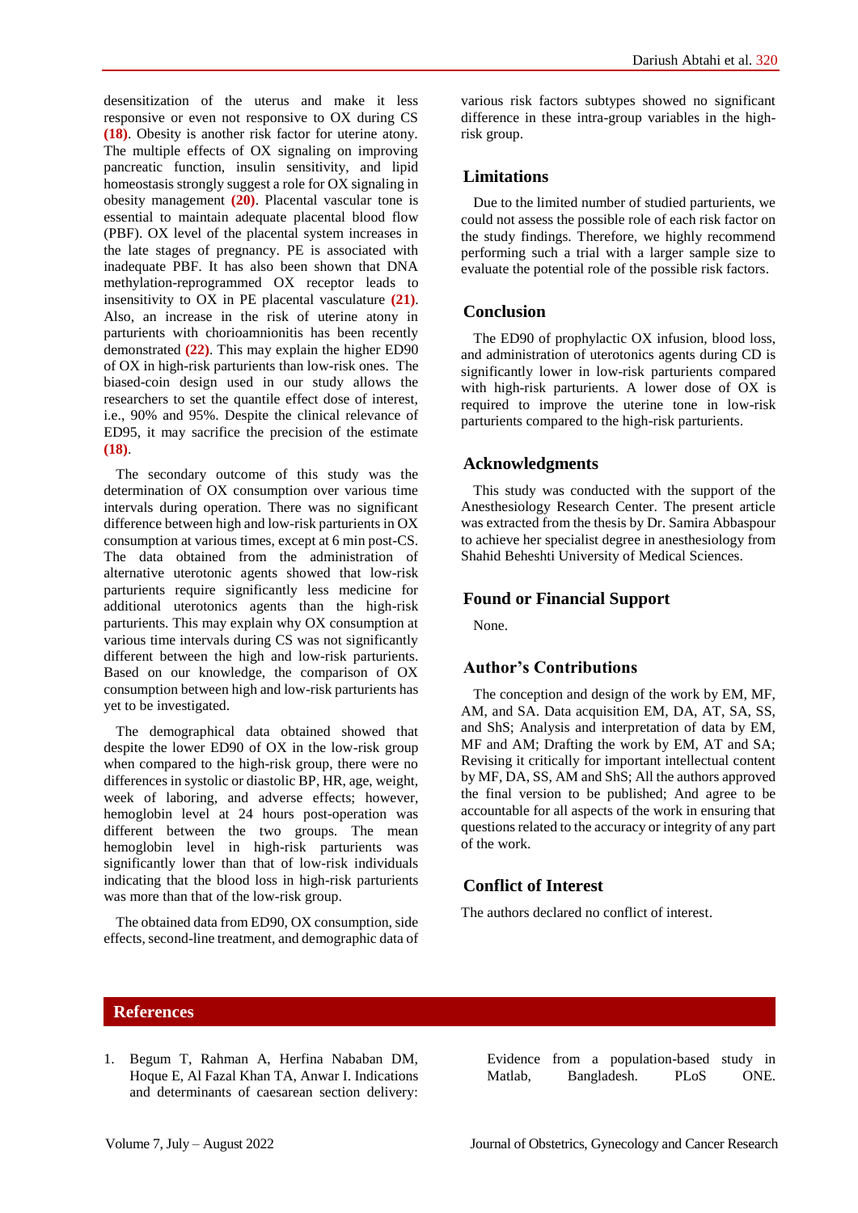desensitization of the uterus and make it less responsive or even not responsive to OX during CS **(18)**. Obesity is another risk factor for uterine atony. The multiple effects of OX signaling on improving pancreatic function, insulin sensitivity, and lipid homeostasis strongly suggest a role for OX signaling in obesity management **(20)**. Placental vascular tone is essential to maintain adequate placental blood flow (PBF). OX level of the placental system increases in the late stages of pregnancy. PE is associated with inadequate PBF. It has also been shown that DNA methylation-reprogrammed OX receptor leads to insensitivity to OX in PE placental vasculature **(21)**. Also, an increase in the risk of uterine atony in parturients with chorioamnionitis has been recently demonstrated **(22)**. This may explain the higher ED90 of OX in high-risk parturients than low-risk ones. The biased-coin design used in our study allows the researchers to set the quantile effect dose of interest, i.e., 90% and 95%. Despite the clinical relevance of ED95, it may sacrifice the precision of the estimate **(18)**.

The secondary outcome of this study was the determination of OX consumption over various time intervals during operation. There was no significant difference between high and low-risk parturients in OX consumption at various times, except at 6 min post-CS. The data obtained from the administration of alternative uterotonic agents showed that low-risk parturients require significantly less medicine for additional uterotonics agents than the high-risk parturients. This may explain why OX consumption at various time intervals during CS was not significantly different between the high and low-risk parturients. Based on our knowledge, the comparison of OX consumption between high and low-risk parturients has yet to be investigated.

The demographical data obtained showed that despite the lower ED90 of OX in the low-risk group when compared to the high-risk group, there were no differences in systolic or diastolic BP, HR, age, weight, week of laboring, and adverse effects; however, hemoglobin level at 24 hours post-operation was different between the two groups. The mean hemoglobin level in high-risk parturients was significantly lower than that of low-risk individuals indicating that the blood loss in high-risk parturients was more than that of the low-risk group.

The obtained data from ED90, OX consumption, side effects, second-line treatment, and demographic data of various risk factors subtypes showed no significant difference in these intra-group variables in the high-risk group.

## Limitations

Due to the limited number of studied parturients, we could not assess the possible role of each risk factor on the study findings. Therefore, we highly recommend performing such a trial with a larger sample size to evaluate the potential role of the possible risk factors.

## Conclusion

The ED90 of prophylactic OX infusion, blood loss, and administration of uterotonics agents during CD is significantly lower in low-risk parturients compared with high-risk parturients. A lower dose of OX is required to improve the uterine tone in low-risk parturients compared to the high-risk parturients.

## Acknowledgments

This study was conducted with the support of the Anesthesiology Research Center. The present article was extracted from the thesis by Dr. Samira Abbaspour to achieve her specialist degree in anesthesiology from Shahid Beheshti University of Medical Sciences.

## Found or Financial Support

None.

## Author's Contributions

The conception and design of the work by EM, MF, AM, and SA. Data acquisition EM, DA, AT, SA, SS, and ShS; Analysis and interpretation of data by EM, MF and AM; Drafting the work by EM, AT and SA; Revising it critically for important intellectual content by MF, DA, SS, AM and ShS; All the authors approved the final version to be published; And agree to be accountable for all aspects of the work in ensuring that questions related to the accuracy or integrity of any part of the work.

## Conflict of Interest

The authors declared no conflict of interest.

## References

1. Begum T, Rahman A, Herfina Nababan DM, Hoque E, Al Fazal Khan TA, Anwar I. Indications and determinants of caesarean section delivery: Evidence from a population-based study in Matlab, Bangladesh. PLoS ONE.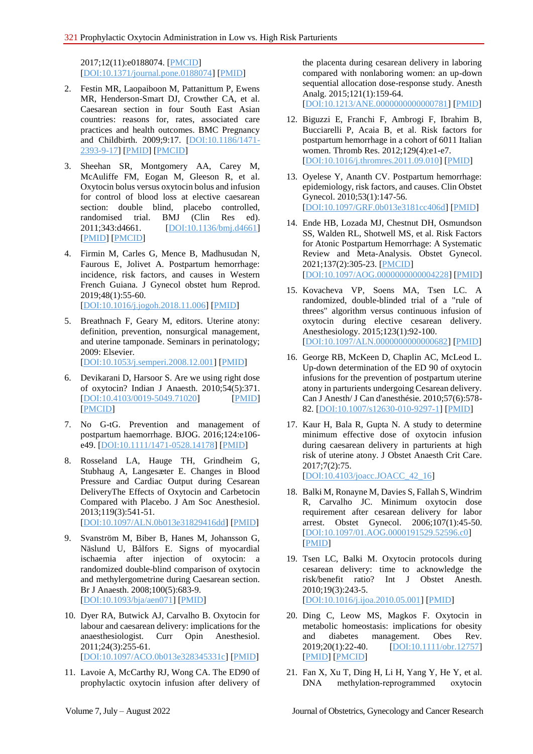2017;12(11):e0188074. [PMCID] [DOI:10.1371/journal.pone.0188074] [PMID]

2. Festin MR, Laopaiboon M, Pattanittum P, Ewens MR, Henderson-Smart DJ, Crowther CA, et al. Caesarean section in four South East Asian countries: reasons for, rates, associated care practices and health outcomes. BMC Pregnancy and Childbirth. 2009;9:17. [DOI:10.1186/1471-2393-9-17] [PMID] [PMCID]

3. Sheehan SR, Montgomery AA, Carey M, McAuliffe FM, Eogan M, Gleeson R, et al. Oxytocin bolus versus oxytocin bolus and infusion for control of blood loss at elective caesarean section: double blind, placebo controlled, randomised trial. BMJ (Clin Res ed). 2011;343:d4661. [DOI:10.1136/bmj.d4661] [PMID] [PMCID]

4. Firmin M, Carles G, Mence B, Madhusudan N, Faurous E, Jolivet A. Postpartum hemorrhage: incidence, risk factors, and causes in Western French Guiana. J Gynecol obstet hum Reprod. 2019;48(1):55-60. [DOI:10.1016/j.jogoh.2018.11.006] [PMID]

5. Breathnach F, Geary M, editors. Uterine atony: definition, prevention, nonsurgical management, and uterine tamponade. Seminars in perinatology; 2009: Elsevier. [DOI:10.1053/j.semperi.2008.12.001] [PMID]

6. Devikarani D, Harsoor S. Are we using right dose of oxytocin? Indian J Anaesth. 2010;54(5):371. [DOI:10.4103/0019-5049.71020] [PMID] [PMCID]

7. No G-tG. Prevention and management of postpartum haemorrhage. BJOG. 2016;124:e106-e49. [DOI:10.1111/1471-0528.14178] [PMID]

8. Rosseland LA, Hauge TH, Grindheim G, Stubhaug A, Langesæter E. Changes in Blood Pressure and Cardiac Output during Cesarean DeliveryThe Effects of Oxytocin and Carbetocin Compared with Placebo. J Am Soc Anesthesiol. 2013;119(3):541-51. [DOI:10.1097/ALN.0b013e31829416dd] [PMID]

9. Svanström M, Biber B, Hanes M, Johansson G, Näslund U, Bålfors E. Signs of myocardial ischaemia after injection of oxytocin: a randomized double-blind comparison of oxytocin and methylergometrine during Caesarean section. Br J Anaesth. 2008;100(5):683-9. [DOI:10.1093/bja/aen071] [PMID]

10. Dyer RA, Butwick AJ, Carvalho B. Oxytocin for labour and caesarean delivery: implications for the anaesthesiologist. Curr Opin Anesthesiol. 2011;24(3):255-61. [DOI:10.1097/ACO.0b013e328345331c] [PMID]

11. Lavoie A, McCarthy RJ, Wong CA. The ED90 of prophylactic oxytocin infusion after delivery of the placenta during cesarean delivery in laboring compared with nonlaboring women: an up-down sequential allocation dose-response study. Anesth Analg. 2015;121(1):159-64. [DOI:10.1213/ANE.0000000000000781] [PMID]

12. Biguzzi E, Franchi F, Ambrogi F, Ibrahim B, Bucciarelli P, Acaia B, et al. Risk factors for postpartum hemorrhage in a cohort of 6011 Italian women. Thromb Res. 2012;129(4):e1-e7. [DOI:10.1016/j.thromres.2011.09.010] [PMID]

13. Oyelese Y, Ananth CV. Postpartum hemorrhage: epidemiology, risk factors, and causes. Clin Obstet Gynecol. 2010;53(1):147-56. [DOI:10.1097/GRF.0b013e3181cc406d] [PMID]

14. Ende HB, Lozada MJ, Chestnut DH, Osmundson SS, Walden RL, Shotwell MS, et al. Risk Factors for Atonic Postpartum Hemorrhage: A Systematic Review and Meta-Analysis. Obstet Gynecol. 2021;137(2):305-23. [PMCID] [DOI:10.1097/AOG.0000000000004228] [PMID]

15. Kovacheva VP, Soens MA, Tsen LC. A randomized, double-blinded trial of a "rule of threes" algorithm versus continuous infusion of oxytocin during elective cesarean delivery. Anesthesiology. 2015;123(1):92-100. [DOI:10.1097/ALN.0000000000000682] [PMID]

16. George RB, McKeen D, Chaplin AC, McLeod L. Up-down determination of the ED 90 of oxytocin infusions for the prevention of postpartum uterine atony in parturients undergoing Cesarean delivery. Can J Anesth/ J Can d'anesthésie. 2010;57(6):578-82. [DOI:10.1007/s12630-010-9297-1] [PMID]

17. Kaur H, Bala R, Gupta N. A study to determine minimum effective dose of oxytocin infusion during caesarean delivery in parturients at high risk of uterine atony. J Obstet Anaesth Crit Care. 2017;7(2):75. [DOI:10.4103/joacc.JOACC_42_16]

18. Balki M, Ronayne M, Davies S, Fallah S, Windrim R, Carvalho JC. Minimum oxytocin dose requirement after cesarean delivery for labor arrest. Obstet Gynecol. 2006;107(1):45-50. [DOI:10.1097/01.AOG.0000191529.52596.c0] [PMID]

19. Tsen LC, Balki M. Oxytocin protocols during cesarean delivery: time to acknowledge the risk/benefit ratio? Int J Obstet Anesth. 2010;19(3):243-5. [DOI:10.1016/j.ijoa.2010.05.001] [PMID]

20. Ding C, Leow MS, Magkos F. Oxytocin in metabolic homeostasis: implications for obesity and diabetes management. Obes Rev. 2019;20(1):22-40. [DOI:10.1111/obr.12757] [PMID] [PMCID]

21. Fan X, Xu T, Ding H, Li H, Yang Y, He Y, et al. DNA methylation-reprogrammed oxytocin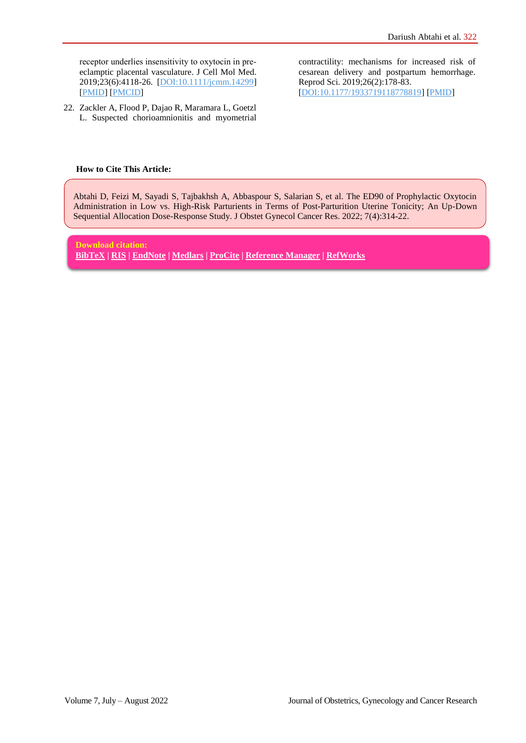receptor underlies insensitivity to oxytocin in pre-eclamptic placental vasculature. J Cell Mol Med. 2019;23(6):4118-26. [DOI:10.1111/jcmm.14299] [PMID] [PMCID]

22. Zackler A, Flood P, Dajao R, Maramara L, Goetzl L. Suspected chorioamnionitis and myometrial contractility: mechanisms for increased risk of cesarean delivery and postpartum hemorrhage. Reprod Sci. 2019;26(2):178-83. [DOI:10.1177/1933719118778819] [PMID]

**How to Cite This Article:**

Abtahi D, Feizi M, Sayadi S, Tajbakhsh A, Abbaspour S, Salarian S, et al. The ED90 of Prophylactic Oxytocin Administration in Low vs. High-Risk Parturients in Terms of Post-Parturition Uterine Tonicity; An Up-Down Sequential Allocation Dose-Response Study. J Obstet Gynecol Cancer Res. 2022; 7(4):314-22.

**Download citation:**
**BibTeX | RIS | EndNote | Medlars | ProCite | Reference Manager | RefWorks**